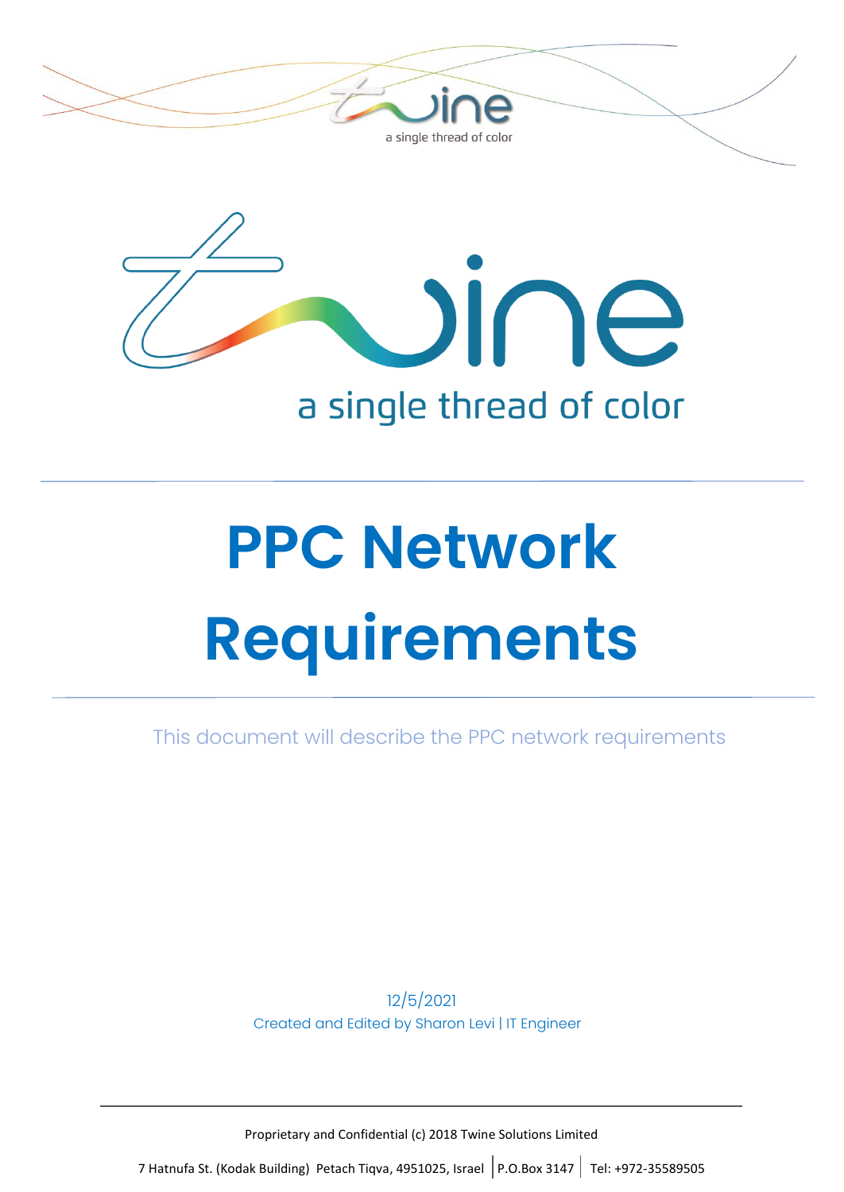a single thread of color

# PPC Network Requirements

This document will describe the PPC network requirements

12/5/2021

Created and Edited by Sharon Levi | IT Engineer

Proprietary and Confidential (c) 2018 Twine Solutions Limited

7 Hatnufa St. (Kodak Building) Petach Tiqva, 4951025, Israel | P.O.Box 3147 | Tel: +972-35589505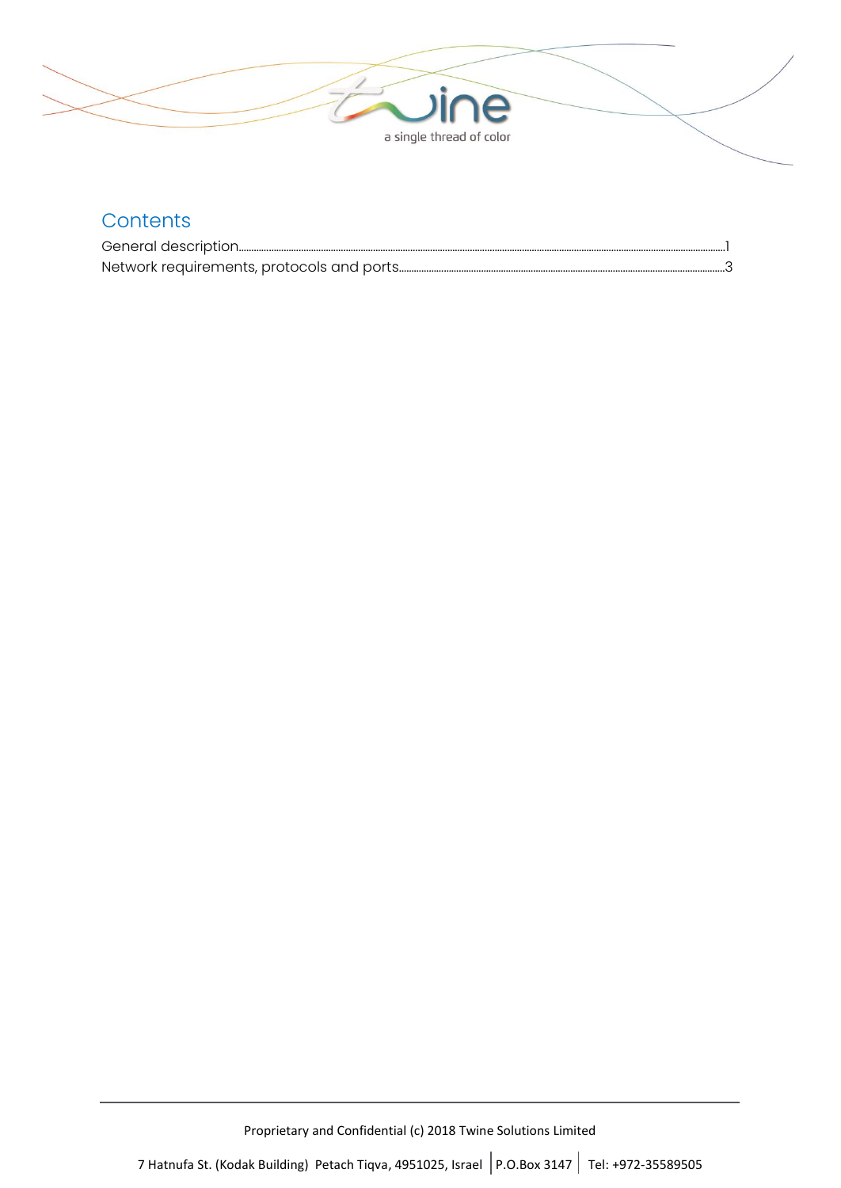# Contents

General description........................................................................................................1

Network requirements, protocols and ports...................................................................3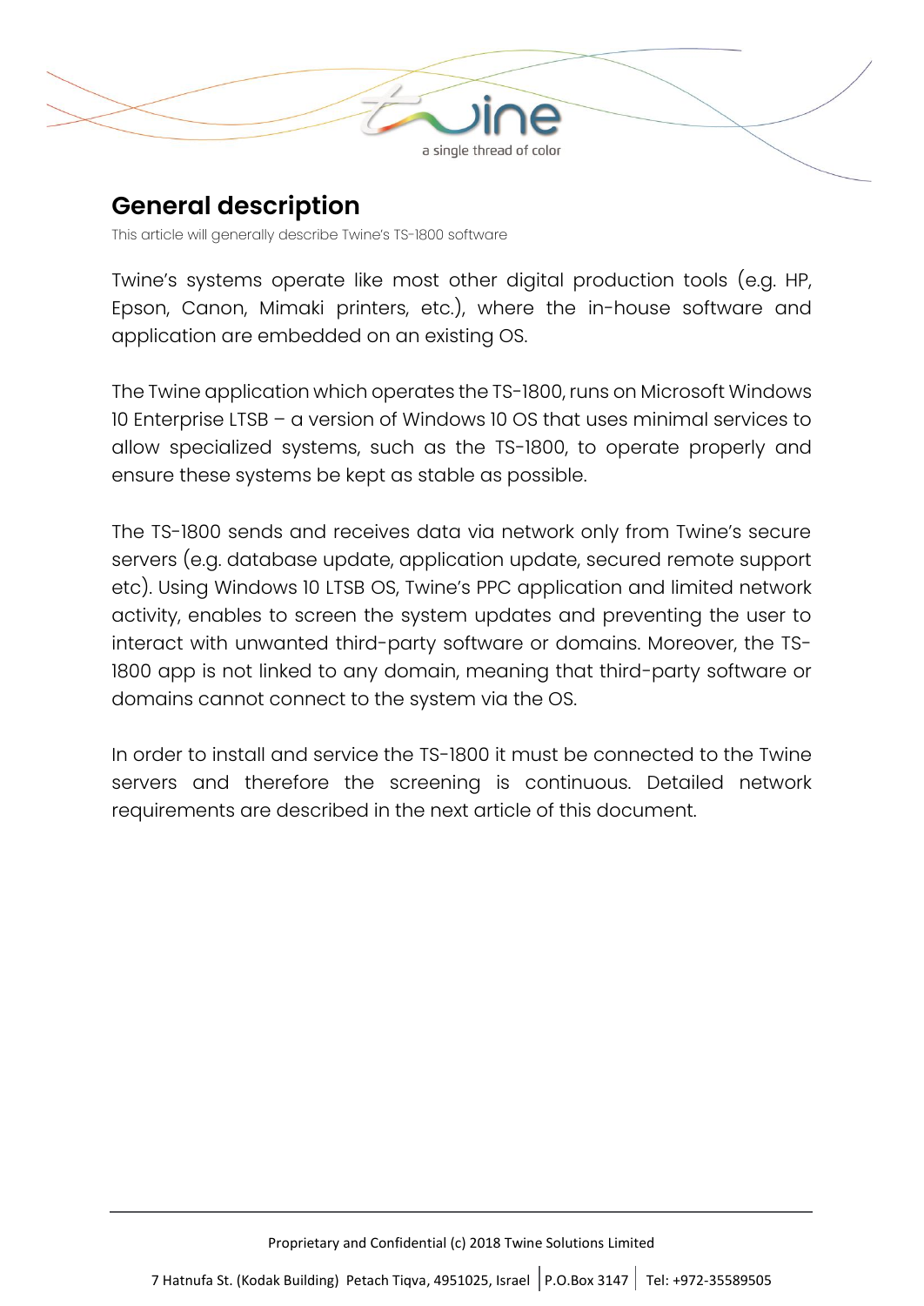## General description

This article will generally describe Twine's TS-1800 software

Twine's systems operate like most other digital production tools (e.g. HP, Epson, Canon, Mimaki printers, etc.), where the in-house software and application are embedded on an existing OS.

The Twine application which operates the TS-1800, runs on Microsoft Windows 10 Enterprise LTSB – a version of Windows 10 OS that uses minimal services to allow specialized systems, such as the TS-1800, to operate properly and ensure these systems be kept as stable as possible.

The TS-1800 sends and receives data via network only from Twine's secure servers (e.g. database update, application update, secured remote support etc). Using Windows 10 LTSB OS, Twine's PPC application and limited network activity, enables to screen the system updates and preventing the user to interact with unwanted third-party software or domains. Moreover, the TS-1800 app is not linked to any domain, meaning that third-party software or domains cannot connect to the system via the OS.

In order to install and service the TS-1800 it must be connected to the Twine servers and therefore the screening is continuous. Detailed network requirements are described in the next article of this document.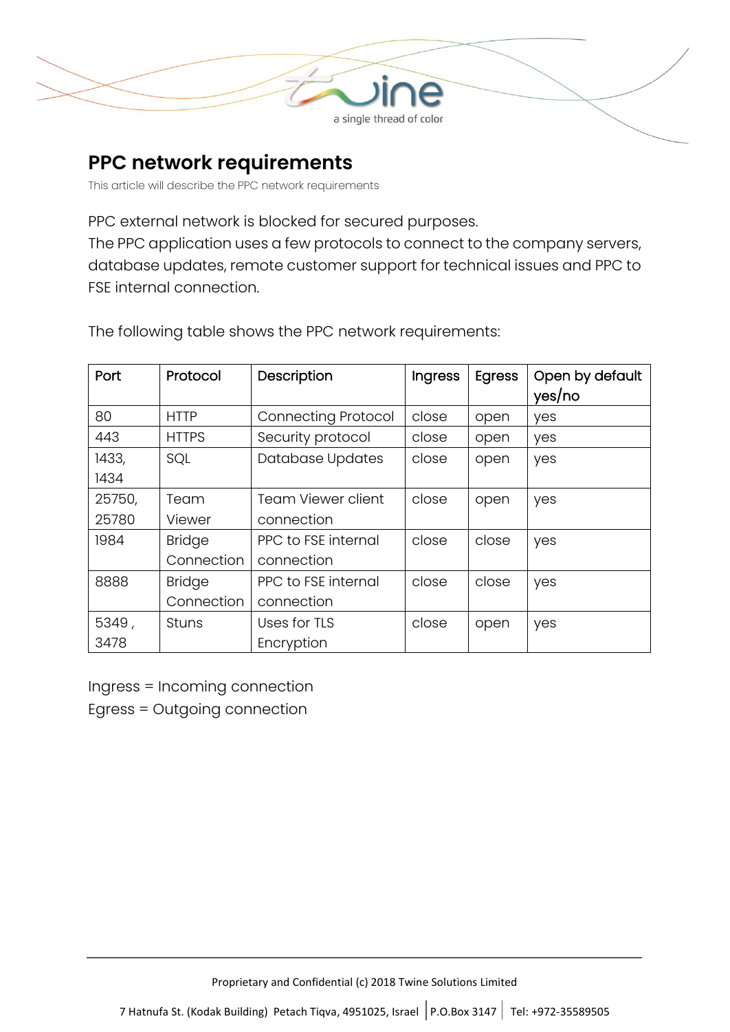## PPC network requirements

This article will describe the PPC network requirements

PPC external network is blocked for secured purposes.
The PPC application uses a few protocols to connect to the company servers, database updates, remote customer support for technical issues and PPC to FSE internal connection.

The following table shows the PPC network requirements:

| Port | Protocol | Description | Ingress | Egress | Open by default yes/no |
|---|---|---|---|---|---|
| 80 | HTTP | Connecting Protocol | close | open | yes |
| 443 | HTTPS | Security protocol | close | open | yes |
| 1433, 1434 | SQL | Database Updates | close | open | yes |
| 25750, 25780 | Team Viewer | Team Viewer client connection | close | open | yes |
| 1984 | Bridge Connection | PPC to FSE internal connection | close | close | yes |
| 8888 | Bridge Connection | PPC to FSE internal connection | close | close | yes |
| 5349 , 3478 | Stuns | Uses for TLS Encryption | close | open | yes |

Ingress = Incoming connection
Egress = Outgoing connection